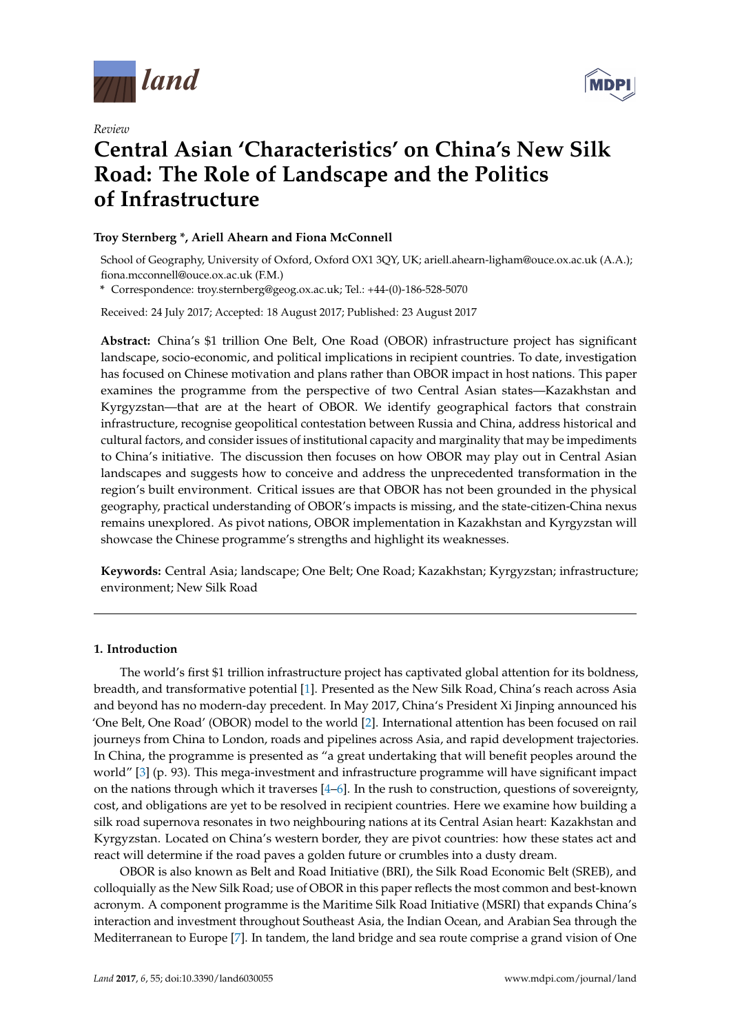*Review*

# Central Asian 'Characteristics' on China's New Silk Road: The Role of Landscape and the Politics of Infrastructure

**Troy Sternberg \*, Ariell Ahearn and Fiona McConnell**

School of Geography, University of Oxford, Oxford OX1 3QY, UK; ariell.ahearn-ligham@ouce.ox.ac.uk (A.A.); fiona.mcconnell@ouce.ox.ac.uk (F.M.)

\* Correspondence: troy.sternberg@geog.ox.ac.uk; Tel.: +44-(0)-186-528-5070

Received: 24 July 2017; Accepted: 18 August 2017; Published: 23 August 2017

**Abstract:** China's $1 trillion One Belt, One Road (OBOR) infrastructure project has significant landscape, socio-economic, and political implications in recipient countries. To date, investigation has focused on Chinese motivation and plans rather than OBOR impact in host nations. This paper examines the programme from the perspective of two Central Asian states—Kazakhstan and Kyrgyzstan—that are at the heart of OBOR. We identify geographical factors that constrain infrastructure, recognise geopolitical contestation between Russia and China, address historical and cultural factors, and consider issues of institutional capacity and marginality that may be impediments to China's initiative. The discussion then focuses on how OBOR may play out in Central Asian landscapes and suggests how to conceive and address the unprecedented transformation in the region's built environment. Critical issues are that OBOR has not been grounded in the physical geography, practical understanding of OBOR's impacts is missing, and the state-citizen-China nexus remains unexplored. As pivot nations, OBOR implementation in Kazakhstan and Kyrgyzstan will showcase the Chinese programme's strengths and highlight its weaknesses.

**Keywords:** Central Asia; landscape; One Belt; One Road; Kazakhstan; Kyrgyzstan; infrastructure; environment; New Silk Road

## 1. Introduction

The world's first $1 trillion infrastructure project has captivated global attention for its boldness, breadth, and transformative potential [1]. Presented as the New Silk Road, China's reach across Asia and beyond has no modern-day precedent. In May 2017, China's President Xi Jinping announced his 'One Belt, One Road' (OBOR) model to the world [2]. International attention has been focused on rail journeys from China to London, roads and pipelines across Asia, and rapid development trajectories. In China, the programme is presented as "a great undertaking that will benefit peoples around the world" [3] (p. 93). This mega-investment and infrastructure programme will have significant impact on the nations through which it traverses [4–6]. In the rush to construction, questions of sovereignty, cost, and obligations are yet to be resolved in recipient countries. Here we examine how building a silk road supernova resonates in two neighbouring nations at its Central Asian heart: Kazakhstan and Kyrgyzstan. Located on China's western border, they are pivot countries: how these states act and react will determine if the road paves a golden future or crumbles into a dusty dream.

OBOR is also known as Belt and Road Initiative (BRI), the Silk Road Economic Belt (SREB), and colloquially as the New Silk Road; use of OBOR in this paper reflects the most common and best-known acronym. A component programme is the Maritime Silk Road Initiative (MSRI) that expands China's interaction and investment throughout Southeast Asia, the Indian Ocean, and Arabian Sea through the Mediterranean to Europe [7]. In tandem, the land bridge and sea route comprise a grand vision of One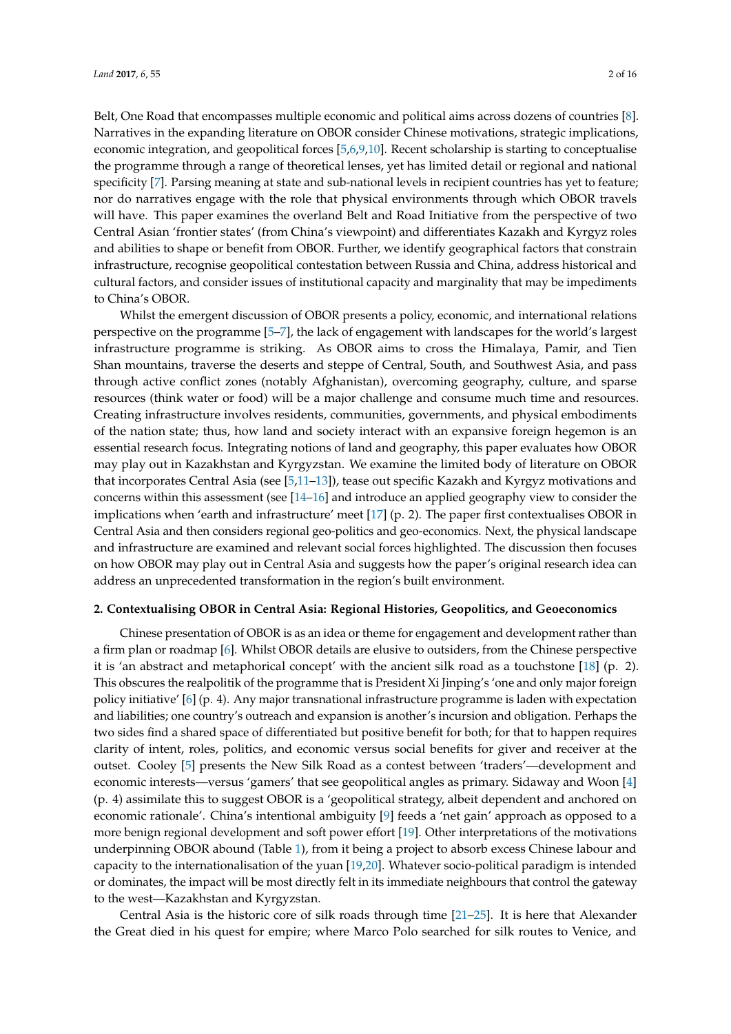Belt, One Road that encompasses multiple economic and political aims across dozens of countries [8]. Narratives in the expanding literature on OBOR consider Chinese motivations, strategic implications, economic integration, and geopolitical forces [5,6,9,10]. Recent scholarship is starting to conceptualise the programme through a range of theoretical lenses, yet has limited detail or regional and national specificity [7]. Parsing meaning at state and sub-national levels in recipient countries has yet to feature; nor do narratives engage with the role that physical environments through which OBOR travels will have. This paper examines the overland Belt and Road Initiative from the perspective of two Central Asian 'frontier states' (from China's viewpoint) and differentiates Kazakh and Kyrgyz roles and abilities to shape or benefit from OBOR. Further, we identify geographical factors that constrain infrastructure, recognise geopolitical contestation between Russia and China, address historical and cultural factors, and consider issues of institutional capacity and marginality that may be impediments to China's OBOR.

Whilst the emergent discussion of OBOR presents a policy, economic, and international relations perspective on the programme [5–7], the lack of engagement with landscapes for the world's largest infrastructure programme is striking. As OBOR aims to cross the Himalaya, Pamir, and Tien Shan mountains, traverse the deserts and steppe of Central, South, and Southwest Asia, and pass through active conflict zones (notably Afghanistan), overcoming geography, culture, and sparse resources (think water or food) will be a major challenge and consume much time and resources. Creating infrastructure involves residents, communities, governments, and physical embodiments of the nation state; thus, how land and society interact with an expansive foreign hegemon is an essential research focus. Integrating notions of land and geography, this paper evaluates how OBOR may play out in Kazakhstan and Kyrgyzstan. We examine the limited body of literature on OBOR that incorporates Central Asia (see [5,11–13]), tease out specific Kazakh and Kyrgyz motivations and concerns within this assessment (see [14–16] and introduce an applied geography view to consider the implications when 'earth and infrastructure' meet [17] (p. 2). The paper first contextualises OBOR in Central Asia and then considers regional geo-politics and geo-economics. Next, the physical landscape and infrastructure are examined and relevant social forces highlighted. The discussion then focuses on how OBOR may play out in Central Asia and suggests how the paper's original research idea can address an unprecedented transformation in the region's built environment.

## 2. Contextualising OBOR in Central Asia: Regional Histories, Geopolitics, and Geoeconomics

Chinese presentation of OBOR is as an idea or theme for engagement and development rather than a firm plan or roadmap [6]. Whilst OBOR details are elusive to outsiders, from the Chinese perspective it is 'an abstract and metaphorical concept' with the ancient silk road as a touchstone [18] (p. 2). This obscures the realpolitik of the programme that is President Xi Jinping's 'one and only major foreign policy initiative' [6] (p. 4). Any major transnational infrastructure programme is laden with expectation and liabilities; one country's outreach and expansion is another's incursion and obligation. Perhaps the two sides find a shared space of differentiated but positive benefit for both; for that to happen requires clarity of intent, roles, politics, and economic versus social benefits for giver and receiver at the outset. Cooley [5] presents the New Silk Road as a contest between 'traders'—development and economic interests—versus 'gamers' that see geopolitical angles as primary. Sidaway and Woon [4] (p. 4) assimilate this to suggest OBOR is a 'geopolitical strategy, albeit dependent and anchored on economic rationale'. China's intentional ambiguity [9] feeds a 'net gain' approach as opposed to a more benign regional development and soft power effort [19]. Other interpretations of the motivations underpinning OBOR abound (Table 1), from it being a project to absorb excess Chinese labour and capacity to the internationalisation of the yuan [19,20]. Whatever socio-political paradigm is intended or dominates, the impact will be most directly felt in its immediate neighbours that control the gateway to the west—Kazakhstan and Kyrgyzstan.

Central Asia is the historic core of silk roads through time [21–25]. It is here that Alexander the Great died in his quest for empire; where Marco Polo searched for silk routes to Venice, and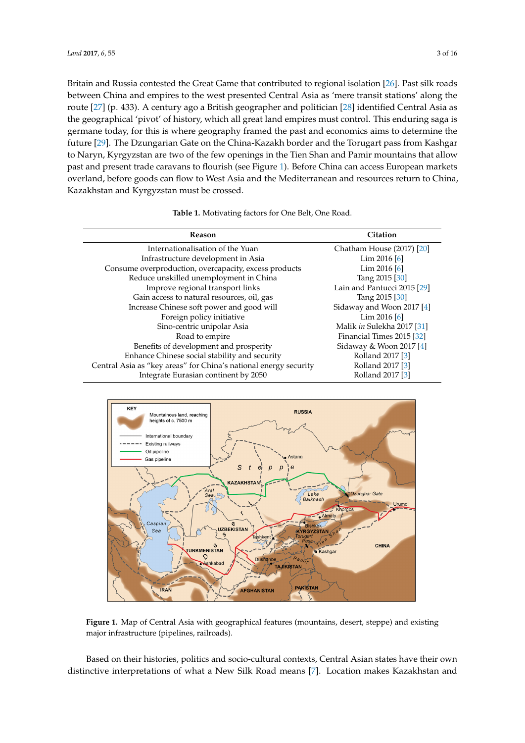Britain and Russia contested the Great Game that contributed to regional isolation [26]. Past silk roads between China and empires to the west presented Central Asia as 'mere transit stations' along the route [27] (p. 433). A century ago a British geographer and politician [28] identified Central Asia as the geographical 'pivot' of history, which all great land empires must control. This enduring saga is germane today, for this is where geography framed the past and economics aims to determine the future [29]. The Dzungarian Gate on the China-Kazakh border and the Torugart pass from Kashgar to Naryn, Kyrgyzstan are two of the few openings in the Tien Shan and Pamir mountains that allow past and present trade caravans to flourish (see Figure 1). Before China can access European markets overland, before goods can flow to West Asia and the Mediterranean and resources return to China, Kazakhstan and Kyrgyzstan must be crossed.

**Table 1.** Motivating factors for One Belt, One Road.

| Reason | Citation |
| --- | --- |
| Internationalisation of the Yuan | Chatham House (2017) [20] |
| Infrastructure development in Asia | Lim 2016 [6] |
| Consume overproduction, overcapacity, excess products | Lim 2016 [6] |
| Reduce unskilled unemployment in China | Tang 2015 [30] |
| Improve regional transport links | Lain and Pantucci 2015 [29] |
| Gain access to natural resources, oil, gas | Tang 2015 [30] |
| Increase Chinese soft power and good will | Sidaway and Woon 2017 [4] |
| Foreign policy initiative | Lim 2016 [6] |
| Sino-centric unipolar Asia | Malik *in* Sulekha 2017 [31] |
| Road to empire | Financial Times 2015 [32] |
| Benefits of development and prosperity | Sidaway & Woon 2017 [4] |
| Enhance Chinese social stability and security | Rolland 2017 [3] |
| Central Asia as "key areas" for China's national energy security | Rolland 2017 [3] |
| Integrate Eurasian continent by 2050 | Rolland 2017 [3] |

**Figure 1.** Map of Central Asia with geographical features (mountains, desert, steppe) and existing major infrastructure (pipelines, railroads).

Based on their histories, politics and socio-cultural contexts, Central Asian states have their own distinctive interpretations of what a New Silk Road means [7]. Location makes Kazakhstan and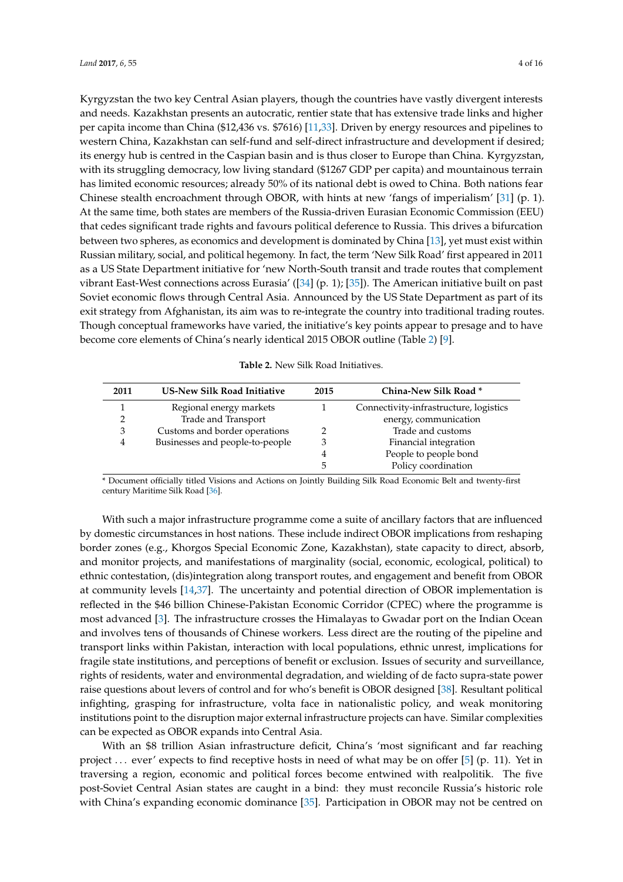Kyrgyzstan the two key Central Asian players, though the countries have vastly divergent interests and needs. Kazakhstan presents an autocratic, rentier state that has extensive trade links and higher per capita income than China ($12,436 vs. $7616) [11,33]. Driven by energy resources and pipelines to western China, Kazakhstan can self-fund and self-direct infrastructure and development if desired; its energy hub is centred in the Caspian basin and is thus closer to Europe than China. Kyrgyzstan, with its struggling democracy, low living standard ($1267 GDP per capita) and mountainous terrain has limited economic resources; already 50% of its national debt is owed to China. Both nations fear Chinese stealth encroachment through OBOR, with hints at new 'fangs of imperialism' [31] (p. 1). At the same time, both states are members of the Russia-driven Eurasian Economic Commission (EEU) that cedes significant trade rights and favours political deference to Russia. This drives a bifurcation between two spheres, as economics and development is dominated by China [13], yet must exist within Russian military, social, and political hegemony. In fact, the term 'New Silk Road' first appeared in 2011 as a US State Department initiative for 'new North-South transit and trade routes that complement vibrant East-West connections across Eurasia' ([34] (p. 1); [35]). The American initiative built on past Soviet economic flows through Central Asia. Announced by the US State Department as part of its exit strategy from Afghanistan, its aim was to re-integrate the country into traditional trading routes. Though conceptual frameworks have varied, the initiative's key points appear to presage and to have become core elements of China's nearly identical 2015 OBOR outline (Table 2) [9].

**Table 2.** New Silk Road Initiatives.

| 2011 | US-New Silk Road Initiative | 2015 | China-New Silk Road * |
|---|---|---|---|
| 1 | Regional energy markets | 1 | Connectivity-infrastructure, logistics |
| 2 | Trade and Transport | | energy, communication |
| 3 | Customs and border operations | 2 | Trade and customs |
| 4 | Businesses and people-to-people | 3 | Financial integration |
| | | 4 | People to people bond |
| | | 5 | Policy coordination |

* Document officially titled Visions and Actions on Jointly Building Silk Road Economic Belt and twenty-first century Maritime Silk Road [36].

With such a major infrastructure programme come a suite of ancillary factors that are influenced by domestic circumstances in host nations. These include indirect OBOR implications from reshaping border zones (e.g., Khorgos Special Economic Zone, Kazakhstan), state capacity to direct, absorb, and monitor projects, and manifestations of marginality (social, economic, ecological, political) to ethnic contestation, (dis)integration along transport routes, and engagement and benefit from OBOR at community levels [14,37]. The uncertainty and potential direction of OBOR implementation is reflected in the $46 billion Chinese-Pakistan Economic Corridor (CPEC) where the programme is most advanced [3]. The infrastructure crosses the Himalayas to Gwadar port on the Indian Ocean and involves tens of thousands of Chinese workers. Less direct are the routing of the pipeline and transport links within Pakistan, interaction with local populations, ethnic unrest, implications for fragile state institutions, and perceptions of benefit or exclusion. Issues of security and surveillance, rights of residents, water and environmental degradation, and wielding of de facto supra-state power raise questions about levers of control and for who's benefit is OBOR designed [38]. Resultant political infighting, grasping for infrastructure, volta face in nationalistic policy, and weak monitoring institutions point to the disruption major external infrastructure projects can have. Similar complexities can be expected as OBOR expands into Central Asia.

With an $8 trillion Asian infrastructure deficit, China's 'most significant and far reaching project ... ever' expects to find receptive hosts in need of what may be on offer [5] (p. 11). Yet in traversing a region, economic and political forces become entwined with realpolitik. The five post-Soviet Central Asian states are caught in a bind: they must reconcile Russia's historic role with China's expanding economic dominance [35]. Participation in OBOR may not be centred on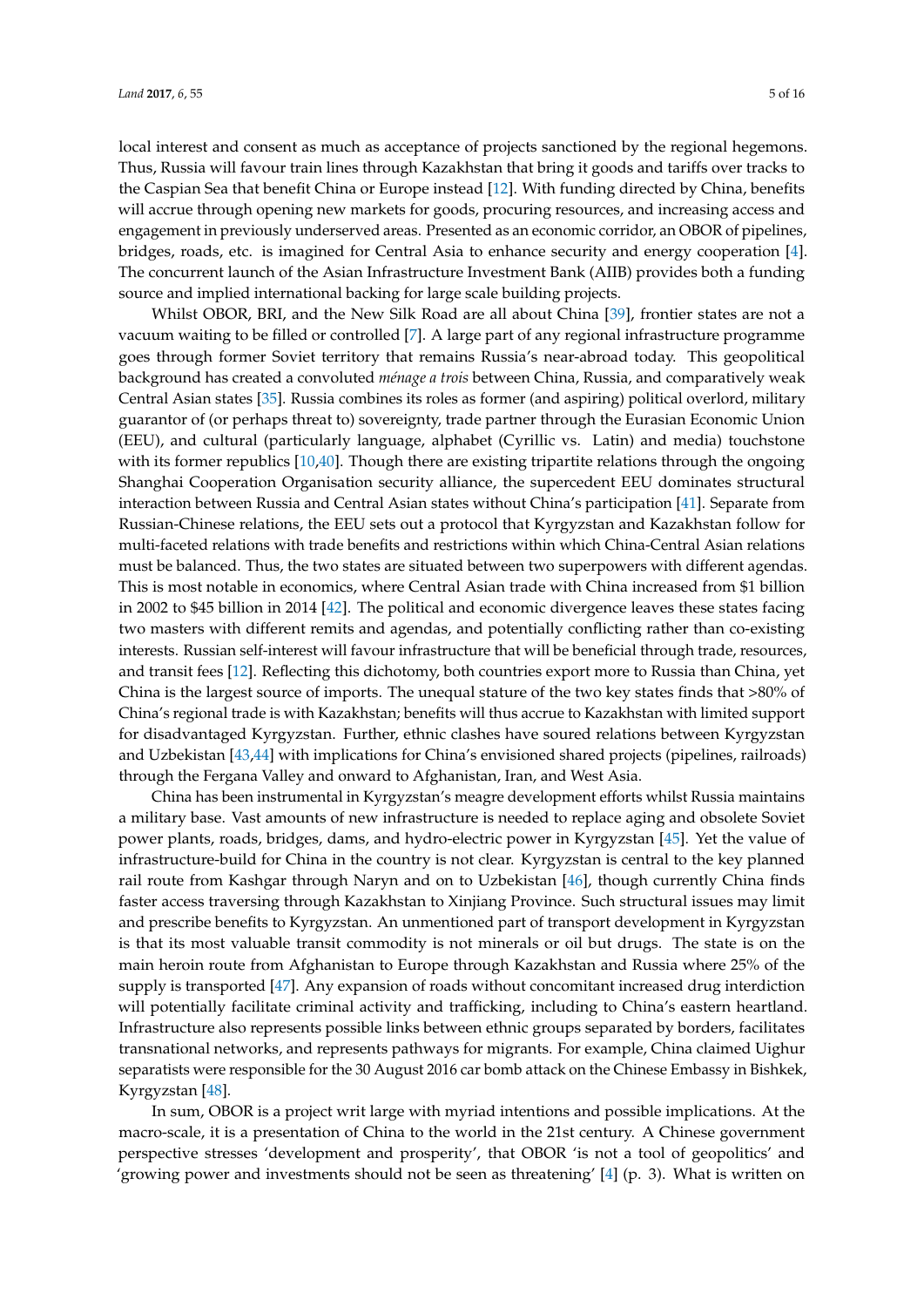local interest and consent as much as acceptance of projects sanctioned by the regional hegemons. Thus, Russia will favour train lines through Kazakhstan that bring it goods and tariffs over tracks to the Caspian Sea that benefit China or Europe instead [12]. With funding directed by China, benefits will accrue through opening new markets for goods, procuring resources, and increasing access and engagement in previously underserved areas. Presented as an economic corridor, an OBOR of pipelines, bridges, roads, etc. is imagined for Central Asia to enhance security and energy cooperation [4]. The concurrent launch of the Asian Infrastructure Investment Bank (AIIB) provides both a funding source and implied international backing for large scale building projects.

Whilst OBOR, BRI, and the New Silk Road are all about China [39], frontier states are not a vacuum waiting to be filled or controlled [7]. A large part of any regional infrastructure programme goes through former Soviet territory that remains Russia's near-abroad today. This geopolitical background has created a convoluted *ménage a trois* between China, Russia, and comparatively weak Central Asian states [35]. Russia combines its roles as former (and aspiring) political overlord, military guarantor of (or perhaps threat to) sovereignty, trade partner through the Eurasian Economic Union (EEU), and cultural (particularly language, alphabet (Cyrillic vs. Latin) and media) touchstone with its former republics [10,40]. Though there are existing tripartite relations through the ongoing Shanghai Cooperation Organisation security alliance, the supercedent EEU dominates structural interaction between Russia and Central Asian states without China's participation [41]. Separate from Russian-Chinese relations, the EEU sets out a protocol that Kyrgyzstan and Kazakhstan follow for multi-faceted relations with trade benefits and restrictions within which China-Central Asian relations must be balanced. Thus, the two states are situated between two superpowers with different agendas. This is most notable in economics, where Central Asian trade with China increased from $1 billion in 2002 to $45 billion in 2014 [42]. The political and economic divergence leaves these states facing two masters with different remits and agendas, and potentially conflicting rather than co-existing interests. Russian self-interest will favour infrastructure that will be beneficial through trade, resources, and transit fees [12]. Reflecting this dichotomy, both countries export more to Russia than China, yet China is the largest source of imports. The unequal stature of the two key states finds that >80% of China's regional trade is with Kazakhstan; benefits will thus accrue to Kazakhstan with limited support for disadvantaged Kyrgyzstan. Further, ethnic clashes have soured relations between Kyrgyzstan and Uzbekistan [43,44] with implications for China's envisioned shared projects (pipelines, railroads) through the Fergana Valley and onward to Afghanistan, Iran, and West Asia.

China has been instrumental in Kyrgyzstan's meagre development efforts whilst Russia maintains a military base. Vast amounts of new infrastructure is needed to replace aging and obsolete Soviet power plants, roads, bridges, dams, and hydro-electric power in Kyrgyzstan [45]. Yet the value of infrastructure-build for China in the country is not clear. Kyrgyzstan is central to the key planned rail route from Kashgar through Naryn and on to Uzbekistan [46], though currently China finds faster access traversing through Kazakhstan to Xinjiang Province. Such structural issues may limit and prescribe benefits to Kyrgyzstan. An unmentioned part of transport development in Kyrgyzstan is that its most valuable transit commodity is not minerals or oil but drugs. The state is on the main heroin route from Afghanistan to Europe through Kazakhstan and Russia where 25% of the supply is transported [47]. Any expansion of roads without concomitant increased drug interdiction will potentially facilitate criminal activity and trafficking, including to China's eastern heartland. Infrastructure also represents possible links between ethnic groups separated by borders, facilitates transnational networks, and represents pathways for migrants. For example, China claimed Uighur separatists were responsible for the 30 August 2016 car bomb attack on the Chinese Embassy in Bishkek, Kyrgyzstan [48].

In sum, OBOR is a project writ large with myriad intentions and possible implications. At the macro-scale, it is a presentation of China to the world in the 21st century. A Chinese government perspective stresses 'development and prosperity', that OBOR 'is not a tool of geopolitics' and 'growing power and investments should not be seen as threatening' [4] (p. 3). What is written on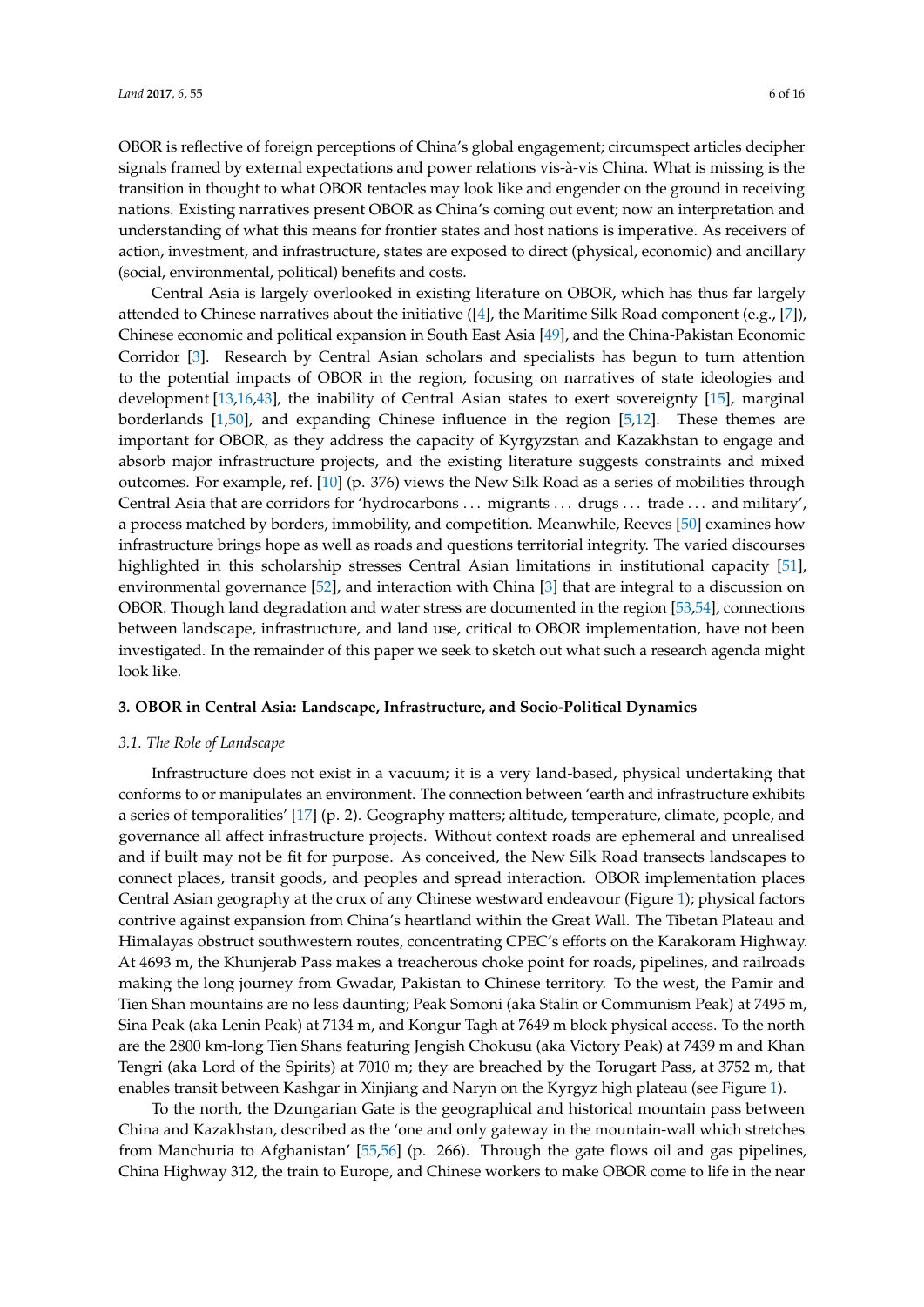OBOR is reflective of foreign perceptions of China's global engagement; circumspect articles decipher signals framed by external expectations and power relations vis-à-vis China. What is missing is the transition in thought to what OBOR tentacles may look like and engender on the ground in receiving nations. Existing narratives present OBOR as China's coming out event; now an interpretation and understanding of what this means for frontier states and host nations is imperative. As receivers of action, investment, and infrastructure, states are exposed to direct (physical, economic) and ancillary (social, environmental, political) benefits and costs.

Central Asia is largely overlooked in existing literature on OBOR, which has thus far largely attended to Chinese narratives about the initiative ([4], the Maritime Silk Road component (e.g., [7]), Chinese economic and political expansion in South East Asia [49], and the China-Pakistan Economic Corridor [3]. Research by Central Asian scholars and specialists has begun to turn attention to the potential impacts of OBOR in the region, focusing on narratives of state ideologies and development [13,16,43], the inability of Central Asian states to exert sovereignty [15], marginal borderlands [1,50], and expanding Chinese influence in the region [5,12]. These themes are important for OBOR, as they address the capacity of Kyrgyzstan and Kazakhstan to engage and absorb major infrastructure projects, and the existing literature suggests constraints and mixed outcomes. For example, ref. [10] (p. 376) views the New Silk Road as a series of mobilities through Central Asia that are corridors for 'hydrocarbons ... migrants ... drugs ... trade ... and military', a process matched by borders, immobility, and competition. Meanwhile, Reeves [50] examines how infrastructure brings hope as well as roads and questions territorial integrity. The varied discourses highlighted in this scholarship stresses Central Asian limitations in institutional capacity [51], environmental governance [52], and interaction with China [3] that are integral to a discussion on OBOR. Though land degradation and water stress are documented in the region [53,54], connections between landscape, infrastructure, and land use, critical to OBOR implementation, have not been investigated. In the remainder of this paper we seek to sketch out what such a research agenda might look like.

## 3. OBOR in Central Asia: Landscape, Infrastructure, and Socio-Political Dynamics

### 3.1. The Role of Landscape

Infrastructure does not exist in a vacuum; it is a very land-based, physical undertaking that conforms to or manipulates an environment. The connection between 'earth and infrastructure exhibits a series of temporalities' [17] (p. 2). Geography matters; altitude, temperature, climate, people, and governance all affect infrastructure projects. Without context roads are ephemeral and unrealised and if built may not be fit for purpose. As conceived, the New Silk Road transects landscapes to connect places, transit goods, and peoples and spread interaction. OBOR implementation places Central Asian geography at the crux of any Chinese westward endeavour (Figure 1); physical factors contrive against expansion from China's heartland within the Great Wall. The Tibetan Plateau and Himalayas obstruct southwestern routes, concentrating CPEC's efforts on the Karakoram Highway. At 4693 m, the Khunjerab Pass makes a treacherous choke point for roads, pipelines, and railroads making the long journey from Gwadar, Pakistan to Chinese territory. To the west, the Pamir and Tien Shan mountains are no less daunting; Peak Somoni (aka Stalin or Communism Peak) at 7495 m, Sina Peak (aka Lenin Peak) at 7134 m, and Kongur Tagh at 7649 m block physical access. To the north are the 2800 km-long Tien Shans featuring Jengish Chokusu (aka Victory Peak) at 7439 m and Khan Tengri (aka Lord of the Spirits) at 7010 m; they are breached by the Torugart Pass, at 3752 m, that enables transit between Kashgar in Xinjiang and Naryn on the Kyrgyz high plateau (see Figure 1).

To the north, the Dzungarian Gate is the geographical and historical mountain pass between China and Kazakhstan, described as the 'one and only gateway in the mountain-wall which stretches from Manchuria to Afghanistan' [55,56] (p. 266). Through the gate flows oil and gas pipelines, China Highway 312, the train to Europe, and Chinese workers to make OBOR come to life in the near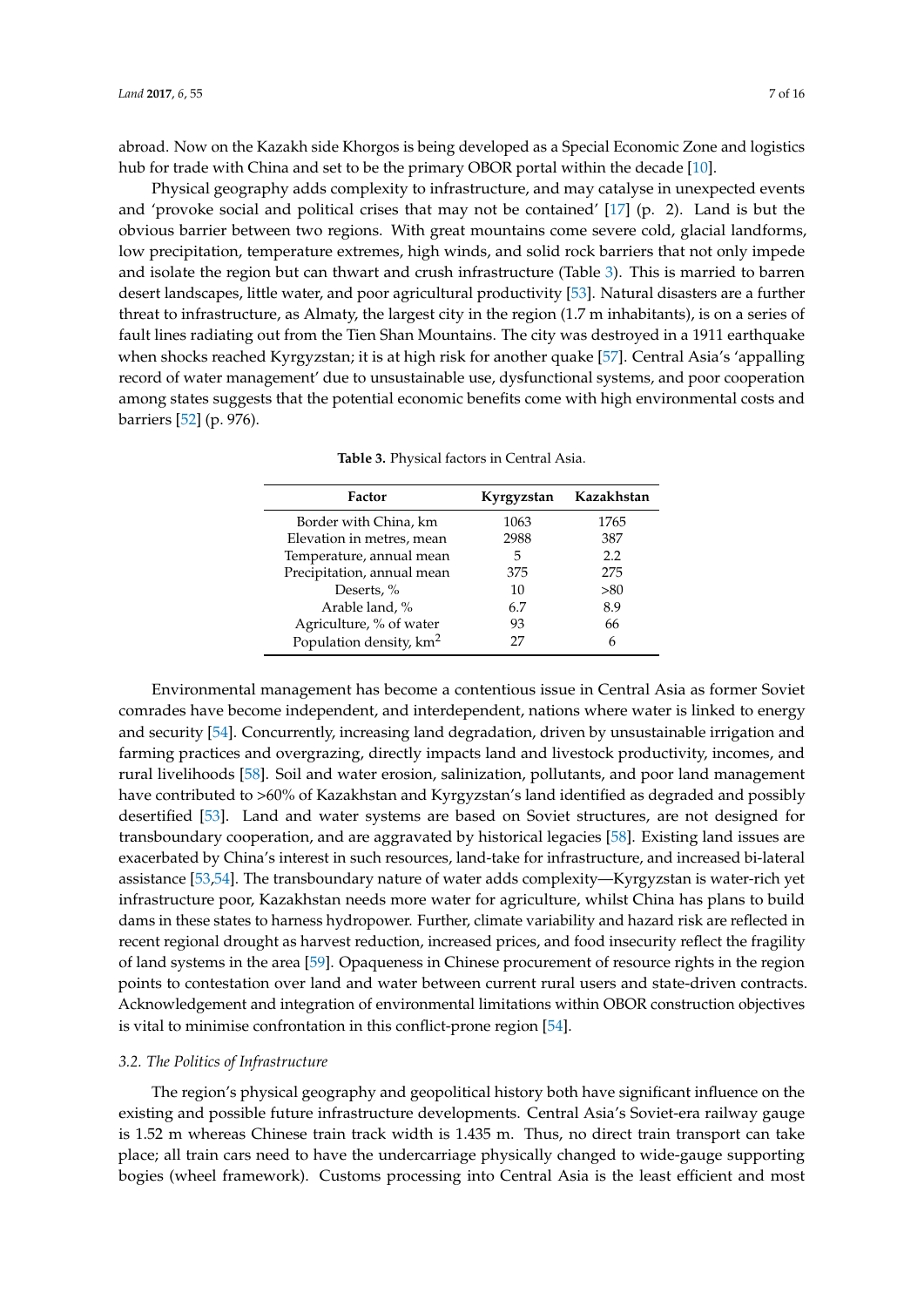abroad. Now on the Kazakh side Khorgos is being developed as a Special Economic Zone and logistics hub for trade with China and set to be the primary OBOR portal within the decade [10].

Physical geography adds complexity to infrastructure, and may catalyse in unexpected events and 'provoke social and political crises that may not be contained' [17] (p. 2). Land is but the obvious barrier between two regions. With great mountains come severe cold, glacial landforms, low precipitation, temperature extremes, high winds, and solid rock barriers that not only impede and isolate the region but can thwart and crush infrastructure (Table 3). This is married to barren desert landscapes, little water, and poor agricultural productivity [53]. Natural disasters are a further threat to infrastructure, as Almaty, the largest city in the region (1.7 m inhabitants), is on a series of fault lines radiating out from the Tien Shan Mountains. The city was destroyed in a 1911 earthquake when shocks reached Kyrgyzstan; it is at high risk for another quake [57]. Central Asia's 'appalling record of water management' due to unsustainable use, dysfunctional systems, and poor cooperation among states suggests that the potential economic benefits come with high environmental costs and barriers [52] (p. 976).

**Table 3.** Physical factors in Central Asia.

| Factor | Kyrgyzstan | Kazakhstan |
|---|---|---|
| Border with China, km | 1063 | 1765 |
| Elevation in metres, mean | 2988 | 387 |
| Temperature, annual mean | 5 | 2.2 |
| Precipitation, annual mean | 375 | 275 |
| Deserts, % | 10 | >80 |
| Arable land, % | 6.7 | 8.9 |
| Agriculture, % of water | 93 | 66 |
| Population density, $km^2$ | 27 | 6 |

Environmental management has become a contentious issue in Central Asia as former Soviet comrades have become independent, and interdependent, nations where water is linked to energy and security [54]. Concurrently, increasing land degradation, driven by unsustainable irrigation and farming practices and overgrazing, directly impacts land and livestock productivity, incomes, and rural livelihoods [58]. Soil and water erosion, salinization, pollutants, and poor land management have contributed to >60% of Kazakhstan and Kyrgyzstan's land identified as degraded and possibly desertified [53]. Land and water systems are based on Soviet structures, are not designed for transboundary cooperation, and are aggravated by historical legacies [58]. Existing land issues are exacerbated by China's interest in such resources, land-take for infrastructure, and increased bi-lateral assistance [53,54]. The transboundary nature of water adds complexity—Kyrgyzstan is water-rich yet infrastructure poor, Kazakhstan needs more water for agriculture, whilst China has plans to build dams in these states to harness hydropower. Further, climate variability and hazard risk are reflected in recent regional drought as harvest reduction, increased prices, and food insecurity reflect the fragility of land systems in the area [59]. Opaqueness in Chinese procurement of resource rights in the region points to contestation over land and water between current rural users and state-driven contracts. Acknowledgement and integration of environmental limitations within OBOR construction objectives is vital to minimise confrontation in this conflict-prone region [54].

### *3.2. The Politics of Infrastructure*

The region's physical geography and geopolitical history both have significant influence on the existing and possible future infrastructure developments. Central Asia's Soviet-era railway gauge is 1.52 m whereas Chinese train track width is 1.435 m. Thus, no direct train transport can take place; all train cars need to have the undercarriage physically changed to wide-gauge supporting bogies (wheel framework). Customs processing into Central Asia is the least efficient and most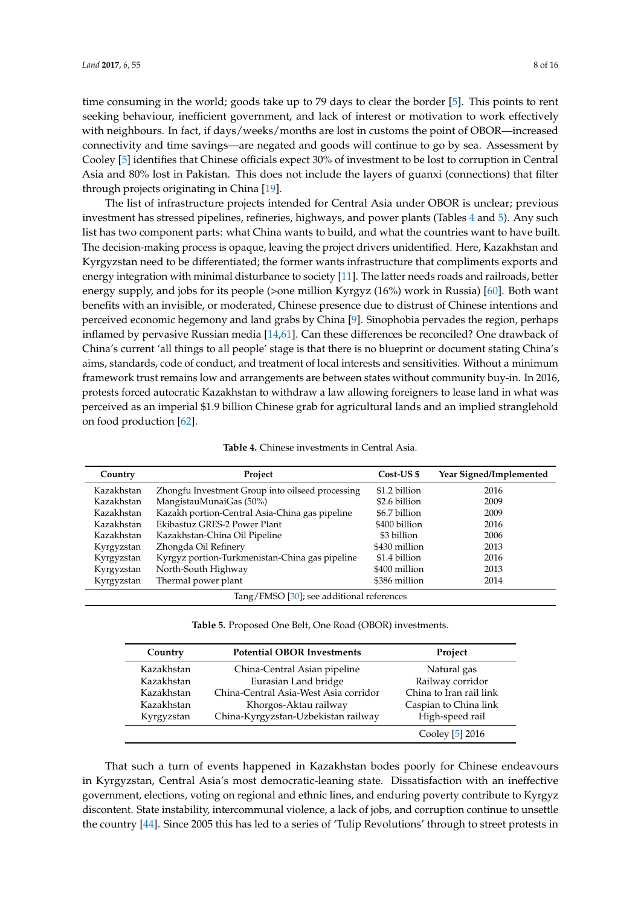time consuming in the world; goods take up to 79 days to clear the border [5]. This points to rent seeking behaviour, inefficient government, and lack of interest or motivation to work effectively with neighbours. In fact, if days/weeks/months are lost in customs the point of OBOR—increased connectivity and time savings—are negated and goods will continue to go by sea. Assessment by Cooley [5] identifies that Chinese officials expect 30% of investment to be lost to corruption in Central Asia and 80% lost in Pakistan. This does not include the layers of guanxi (connections) that filter through projects originating in China [19].

The list of infrastructure projects intended for Central Asia under OBOR is unclear; previous investment has stressed pipelines, refineries, highways, and power plants (Tables 4 and 5). Any such list has two component parts: what China wants to build, and what the countries want to have built. The decision-making process is opaque, leaving the project drivers unidentified. Here, Kazakhstan and Kyrgyzstan need to be differentiated; the former wants infrastructure that compliments exports and energy integration with minimal disturbance to society [11]. The latter needs roads and railroads, better energy supply, and jobs for its people (>one million Kyrgyz (16%) work in Russia) [60]. Both want benefits with an invisible, or moderated, Chinese presence due to distrust of Chinese intentions and perceived economic hegemony and land grabs by China [9]. Sinophobia pervades the region, perhaps inflamed by pervasive Russian media [14,61]. Can these differences be reconciled? One drawback of China's current 'all things to all people' stage is that there is no blueprint or document stating China's aims, standards, code of conduct, and treatment of local interests and sensitivities. Without a minimum framework trust remains low and arrangements are between states without community buy-in. In 2016, protests forced autocratic Kazakhstan to withdraw a law allowing foreigners to lease land in what was perceived as an imperial $1.9 billion Chinese grab for agricultural lands and an implied stranglehold on food production [62].

**Table 4.** Chinese investments in Central Asia.

| Country | Project | Cost-US $ | Year Signed/Implemented |
|---|---|---|---|
| Kazakhstan | Zhongfu Investment Group into oilseed processing | $1.2 billion | 2016 |
| Kazakhstan | MangistauMunaiGas (50%) | $2.6 billion | 2009 |
| Kazakhstan | Kazakh portion-Central Asia-China gas pipeline | $6.7 billion | 2009 |
| Kazakhstan | Ekibastuz GRES-2 Power Plant | $400 billion | 2016 |
| Kazakhstan | Kazakhstan-China Oil Pipeline | $3 billion | 2006 |
| Kyrgyzstan | Zhongda Oil Refinery | $430 million | 2013 |
| Kyrgyzstan | Kyrgyz portion-Turkmenistan-China gas pipeline | $1.4 billion | 2016 |
| Kyrgyzstan | North-South Highway | $400 million | 2013 |
| Kyrgyzstan | Thermal power plant | $386 million | 2014 |

Tang/FMSO [30]; see additional references

**Table 5.** Proposed One Belt, One Road (OBOR) investments.

| Country | Potential OBOR Investments | Project |
|---|---|---|
| Kazakhstan | China-Central Asian pipeline | Natural gas |
| Kazakhstan | Eurasian Land bridge | Railway corridor |
| Kazakhstan | China-Central Asia-West Asia corridor | China to Iran rail link |
| Kazakhstan | Khorgos-Aktau railway | Caspian to China link |
| Kyrgyzstan | China-Kyrgyzstan-Uzbekistan railway | High-speed rail |

Cooley [5] 2016

That such a turn of events happened in Kazakhstan bodes poorly for Chinese endeavours in Kyrgyzstan, Central Asia's most democratic-leaning state. Dissatisfaction with an ineffective government, elections, voting on regional and ethnic lines, and enduring poverty contribute to Kyrgyz discontent. State instability, intercommunal violence, a lack of jobs, and corruption continue to unsettle the country [44]. Since 2005 this has led to a series of 'Tulip Revolutions' through to street protests in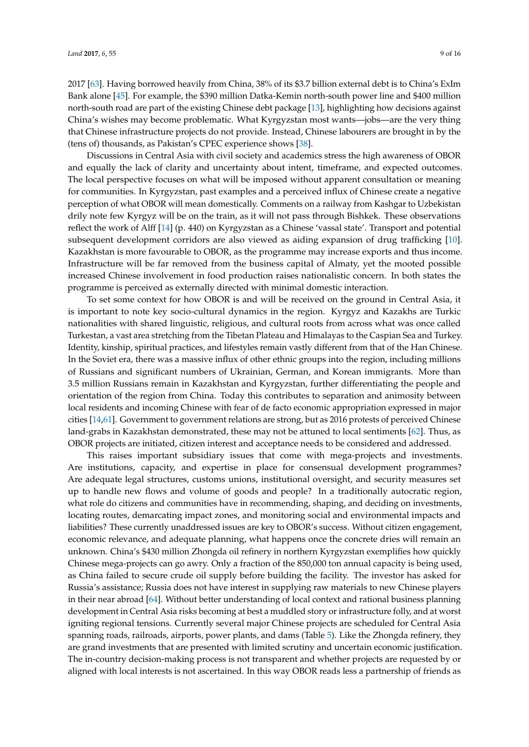2017 [63]. Having borrowed heavily from China, 38% of its $3.7 billion external debt is to China's ExIm Bank alone [45]. For example, the $390 million Datka-Kemin north-south power line and $400 million north-south road are part of the existing Chinese debt package [13], highlighting how decisions against China's wishes may become problematic. What Kyrgyzstan most wants—jobs—are the very thing that Chinese infrastructure projects do not provide. Instead, Chinese labourers are brought in by the (tens of) thousands, as Pakistan's CPEC experience shows [38].

Discussions in Central Asia with civil society and academics stress the high awareness of OBOR and equally the lack of clarity and uncertainty about intent, timeframe, and expected outcomes. The local perspective focuses on what will be imposed without apparent consultation or meaning for communities. In Kyrgyzstan, past examples and a perceived influx of Chinese create a negative perception of what OBOR will mean domestically. Comments on a railway from Kashgar to Uzbekistan drily note few Kyrgyz will be on the train, as it will not pass through Bishkek. These observations reflect the work of Alff [14] (p. 440) on Kyrgyzstan as a Chinese 'vassal state'. Transport and potential subsequent development corridors are also viewed as aiding expansion of drug trafficking [10]. Kazakhstan is more favourable to OBOR, as the programme may increase exports and thus income. Infrastructure will be far removed from the business capital of Almaty, yet the mooted possible increased Chinese involvement in food production raises nationalistic concern. In both states the programme is perceived as externally directed with minimal domestic interaction.

To set some context for how OBOR is and will be received on the ground in Central Asia, it is important to note key socio-cultural dynamics in the region. Kyrgyz and Kazakhs are Turkic nationalities with shared linguistic, religious, and cultural roots from across what was once called Turkestan, a vast area stretching from the Tibetan Plateau and Himalayas to the Caspian Sea and Turkey. Identity, kinship, spiritual practices, and lifestyles remain vastly different from that of the Han Chinese. In the Soviet era, there was a massive influx of other ethnic groups into the region, including millions of Russians and significant numbers of Ukrainian, German, and Korean immigrants. More than 3.5 million Russians remain in Kazakhstan and Kyrgyzstan, further differentiating the people and orientation of the region from China. Today this contributes to separation and animosity between local residents and incoming Chinese with fear of de facto economic appropriation expressed in major cities [14,61]. Government to government relations are strong, but as 2016 protests of perceived Chinese land-grabs in Kazakhstan demonstrated, these may not be attuned to local sentiments [62]. Thus, as OBOR projects are initiated, citizen interest and acceptance needs to be considered and addressed.

This raises important subsidiary issues that come with mega-projects and investments. Are institutions, capacity, and expertise in place for consensual development programmes? Are adequate legal structures, customs unions, institutional oversight, and security measures set up to handle new flows and volume of goods and people? In a traditionally autocratic region, what role do citizens and communities have in recommending, shaping, and deciding on investments, locating routes, demarcating impact zones, and monitoring social and environmental impacts and liabilities? These currently unaddressed issues are key to OBOR's success. Without citizen engagement, economic relevance, and adequate planning, what happens once the concrete dries will remain an unknown. China's $430 million Zhongda oil refinery in northern Kyrgyzstan exemplifies how quickly Chinese mega-projects can go awry. Only a fraction of the 850,000 ton annual capacity is being used, as China failed to secure crude oil supply before building the facility. The investor has asked for Russia's assistance; Russia does not have interest in supplying raw materials to new Chinese players in their near abroad [64]. Without better understanding of local context and rational business planning development in Central Asia risks becoming at best a muddled story or infrastructure folly, and at worst igniting regional tensions. Currently several major Chinese projects are scheduled for Central Asia spanning roads, railroads, airports, power plants, and dams (Table 5). Like the Zhongda refinery, they are grand investments that are presented with limited scrutiny and uncertain economic justification. The in-country decision-making process is not transparent and whether projects are requested by or aligned with local interests is not ascertained. In this way OBOR reads less a partnership of friends as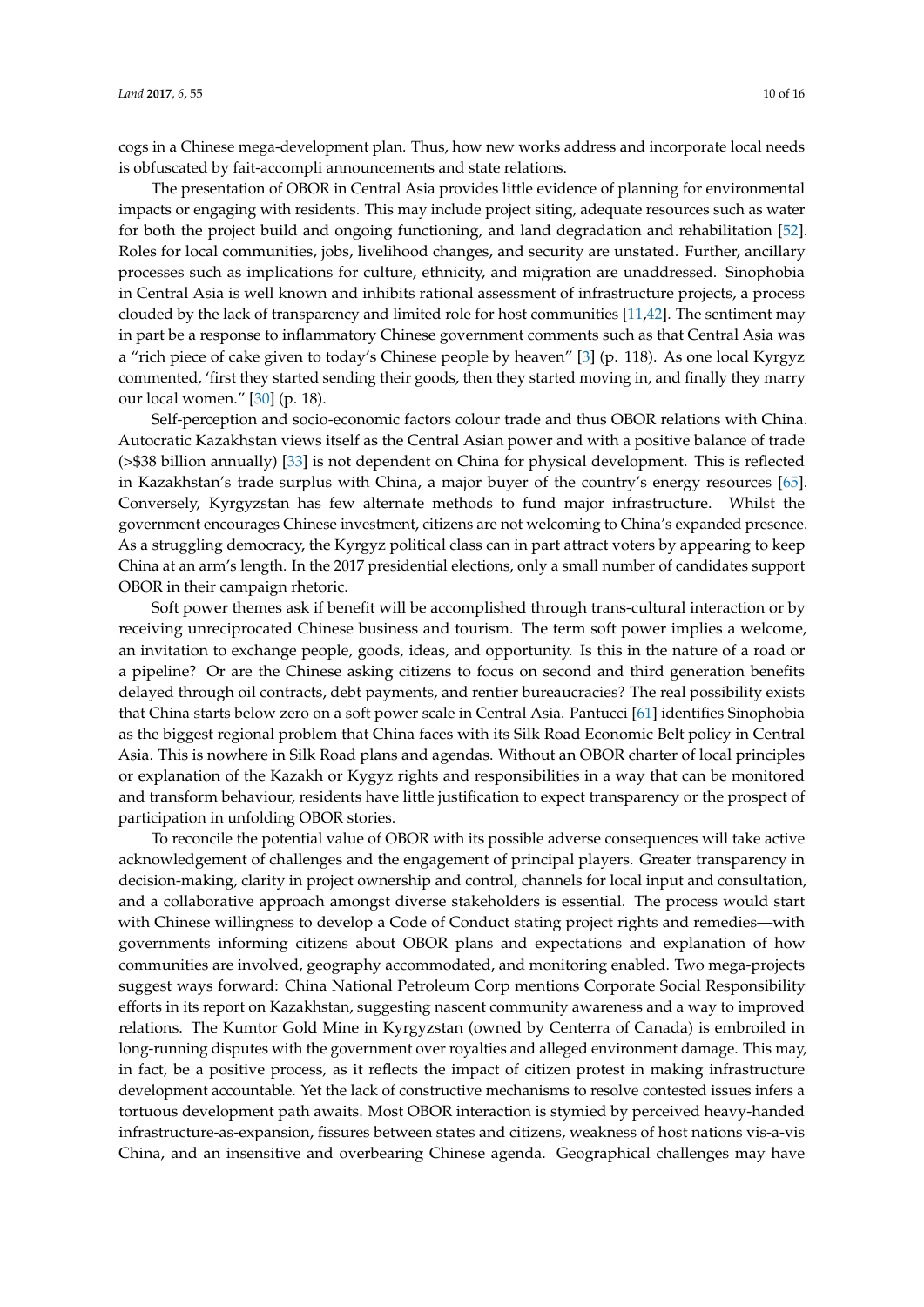cogs in a Chinese mega-development plan. Thus, how new works address and incorporate local needs is obfuscated by fait-accompli announcements and state relations.

The presentation of OBOR in Central Asia provides little evidence of planning for environmental impacts or engaging with residents. This may include project siting, adequate resources such as water for both the project build and ongoing functioning, and land degradation and rehabilitation [52]. Roles for local communities, jobs, livelihood changes, and security are unstated. Further, ancillary processes such as implications for culture, ethnicity, and migration are unaddressed. Sinophobia in Central Asia is well known and inhibits rational assessment of infrastructure projects, a process clouded by the lack of transparency and limited role for host communities [11,42]. The sentiment may in part be a response to inflammatory Chinese government comments such as that Central Asia was a "rich piece of cake given to today's Chinese people by heaven" [3] (p. 118). As one local Kyrgyz commented, 'first they started sending their goods, then they started moving in, and finally they marry our local women." [30] (p. 18).

Self-perception and socio-economic factors colour trade and thus OBOR relations with China. Autocratic Kazakhstan views itself as the Central Asian power and with a positive balance of trade (>$38 billion annually) [33] is not dependent on China for physical development. This is reflected in Kazakhstan's trade surplus with China, a major buyer of the country's energy resources [65]. Conversely, Kyrgyzstan has few alternate methods to fund major infrastructure. Whilst the government encourages Chinese investment, citizens are not welcoming to China's expanded presence. As a struggling democracy, the Kyrgyz political class can in part attract voters by appearing to keep China at an arm's length. In the 2017 presidential elections, only a small number of candidates support OBOR in their campaign rhetoric.

Soft power themes ask if benefit will be accomplished through trans-cultural interaction or by receiving unreciprocated Chinese business and tourism. The term soft power implies a welcome, an invitation to exchange people, goods, ideas, and opportunity. Is this in the nature of a road or a pipeline? Or are the Chinese asking citizens to focus on second and third generation benefits delayed through oil contracts, debt payments, and rentier bureaucracies? The real possibility exists that China starts below zero on a soft power scale in Central Asia. Pantucci [61] identifies Sinophobia as the biggest regional problem that China faces with its Silk Road Economic Belt policy in Central Asia. This is nowhere in Silk Road plans and agendas. Without an OBOR charter of local principles or explanation of the Kazakh or Kygyz rights and responsibilities in a way that can be monitored and transform behaviour, residents have little justification to expect transparency or the prospect of participation in unfolding OBOR stories.

To reconcile the potential value of OBOR with its possible adverse consequences will take active acknowledgement of challenges and the engagement of principal players. Greater transparency in decision-making, clarity in project ownership and control, channels for local input and consultation, and a collaborative approach amongst diverse stakeholders is essential. The process would start with Chinese willingness to develop a Code of Conduct stating project rights and remedies—with governments informing citizens about OBOR plans and expectations and explanation of how communities are involved, geography accommodated, and monitoring enabled. Two mega-projects suggest ways forward: China National Petroleum Corp mentions Corporate Social Responsibility efforts in its report on Kazakhstan, suggesting nascent community awareness and a way to improved relations. The Kumtor Gold Mine in Kyrgyzstan (owned by Centerra of Canada) is embroiled in long-running disputes with the government over royalties and alleged environment damage. This may, in fact, be a positive process, as it reflects the impact of citizen protest in making infrastructure development accountable. Yet the lack of constructive mechanisms to resolve contested issues infers a tortuous development path awaits. Most OBOR interaction is stymied by perceived heavy-handed infrastructure-as-expansion, fissures between states and citizens, weakness of host nations vis-a-vis China, and an insensitive and overbearing Chinese agenda. Geographical challenges may have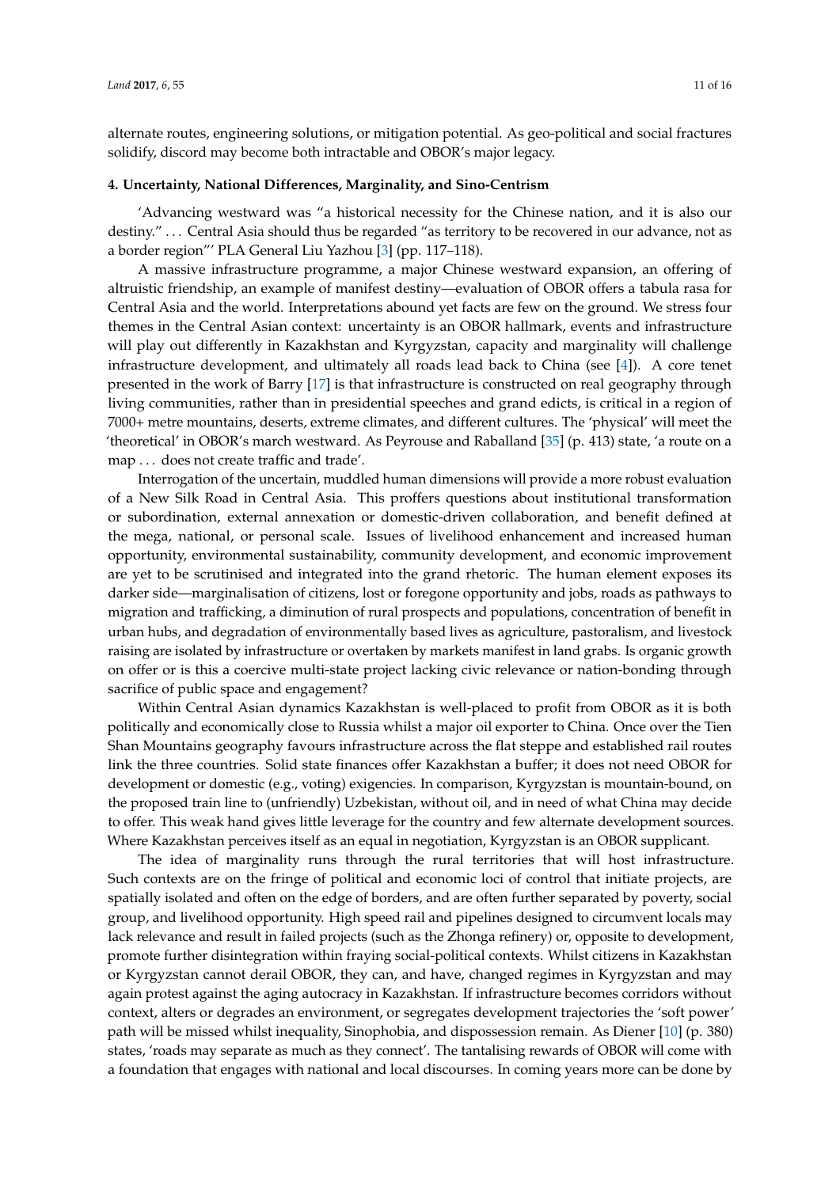alternate routes, engineering solutions, or mitigation potential. As geo-political and social fractures solidify, discord may become both intractable and OBOR's major legacy.

## 4. Uncertainty, National Differences, Marginality, and Sino-Centrism

'Advancing westward was "a historical necessity for the Chinese nation, and it is also our destiny." ... Central Asia should thus be regarded "as territory to be recovered in our advance, not as a border region"' PLA General Liu Yazhou [3] (pp. 117–118).

A massive infrastructure programme, a major Chinese westward expansion, an offering of altruistic friendship, an example of manifest destiny—evaluation of OBOR offers a tabula rasa for Central Asia and the world. Interpretations abound yet facts are few on the ground. We stress four themes in the Central Asian context: uncertainty is an OBOR hallmark, events and infrastructure will play out differently in Kazakhstan and Kyrgyzstan, capacity and marginality will challenge infrastructure development, and ultimately all roads lead back to China (see [4]). A core tenet presented in the work of Barry [17] is that infrastructure is constructed on real geography through living communities, rather than in presidential speeches and grand edicts, is critical in a region of 7000+ metre mountains, deserts, extreme climates, and different cultures. The 'physical' will meet the 'theoretical' in OBOR's march westward. As Peyrouse and Raballand [35] (p. 413) state, 'a route on a map ... does not create traffic and trade'.

Interrogation of the uncertain, muddled human dimensions will provide a more robust evaluation of a New Silk Road in Central Asia. This proffers questions about institutional transformation or subordination, external annexation or domestic-driven collaboration, and benefit defined at the mega, national, or personal scale. Issues of livelihood enhancement and increased human opportunity, environmental sustainability, community development, and economic improvement are yet to be scrutinised and integrated into the grand rhetoric. The human element exposes its darker side—marginalisation of citizens, lost or foregone opportunity and jobs, roads as pathways to migration and trafficking, a diminution of rural prospects and populations, concentration of benefit in urban hubs, and degradation of environmentally based lives as agriculture, pastoralism, and livestock raising are isolated by infrastructure or overtaken by markets manifest in land grabs. Is organic growth on offer or is this a coercive multi-state project lacking civic relevance or nation-bonding through sacrifice of public space and engagement?

Within Central Asian dynamics Kazakhstan is well-placed to profit from OBOR as it is both politically and economically close to Russia whilst a major oil exporter to China. Once over the Tien Shan Mountains geography favours infrastructure across the flat steppe and established rail routes link the three countries. Solid state finances offer Kazakhstan a buffer; it does not need OBOR for development or domestic (e.g., voting) exigencies. In comparison, Kyrgyzstan is mountain-bound, on the proposed train line to (unfriendly) Uzbekistan, without oil, and in need of what China may decide to offer. This weak hand gives little leverage for the country and few alternate development sources. Where Kazakhstan perceives itself as an equal in negotiation, Kyrgyzstan is an OBOR supplicant.

The idea of marginality runs through the rural territories that will host infrastructure. Such contexts are on the fringe of political and economic loci of control that initiate projects, are spatially isolated and often on the edge of borders, and are often further separated by poverty, social group, and livelihood opportunity. High speed rail and pipelines designed to circumvent locals may lack relevance and result in failed projects (such as the Zhonga refinery) or, opposite to development, promote further disintegration within fraying social-political contexts. Whilst citizens in Kazakhstan or Kyrgyzstan cannot derail OBOR, they can, and have, changed regimes in Kyrgyzstan and may again protest against the aging autocracy in Kazakhstan. If infrastructure becomes corridors without context, alters or degrades an environment, or segregates development trajectories the 'soft power' path will be missed whilst inequality, Sinophobia, and dispossession remain. As Diener [10] (p. 380) states, 'roads may separate as much as they connect'. The tantalising rewards of OBOR will come with a foundation that engages with national and local discourses. In coming years more can be done by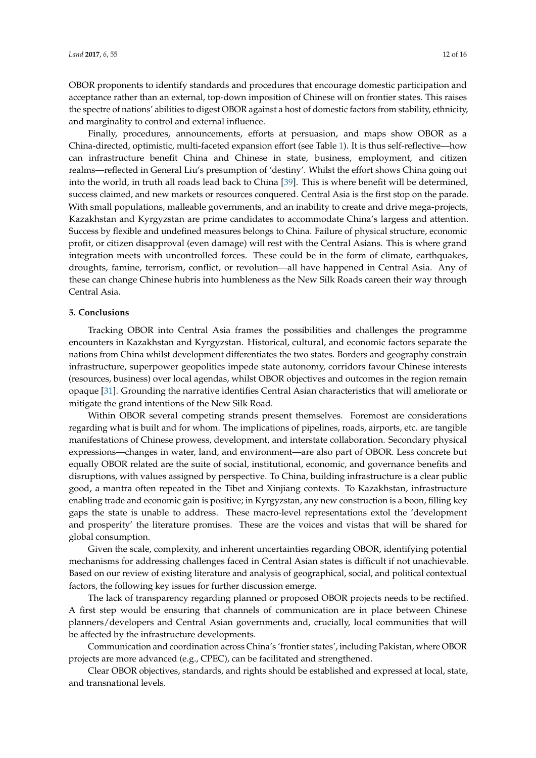OBOR proponents to identify standards and procedures that encourage domestic participation and acceptance rather than an external, top-down imposition of Chinese will on frontier states. This raises the spectre of nations' abilities to digest OBOR against a host of domestic factors from stability, ethnicity, and marginality to control and external influence.

Finally, procedures, announcements, efforts at persuasion, and maps show OBOR as a China-directed, optimistic, multi-faceted expansion effort (see Table 1). It is thus self-reflective—how can infrastructure benefit China and Chinese in state, business, employment, and citizen realms—reflected in General Liu's presumption of 'destiny'. Whilst the effort shows China going out into the world, in truth all roads lead back to China [39]. This is where benefit will be determined, success claimed, and new markets or resources conquered. Central Asia is the first stop on the parade. With small populations, malleable governments, and an inability to create and drive mega-projects, Kazakhstan and Kyrgyzstan are prime candidates to accommodate China's largess and attention. Success by flexible and undefined measures belongs to China. Failure of physical structure, economic profit, or citizen disapproval (even damage) will rest with the Central Asians. This is where grand integration meets with uncontrolled forces. These could be in the form of climate, earthquakes, droughts, famine, terrorism, conflict, or revolution—all have happened in Central Asia. Any of these can change Chinese hubris into humbleness as the New Silk Roads careen their way through Central Asia.

## 5. Conclusions

Tracking OBOR into Central Asia frames the possibilities and challenges the programme encounters in Kazakhstan and Kyrgyzstan. Historical, cultural, and economic factors separate the nations from China whilst development differentiates the two states. Borders and geography constrain infrastructure, superpower geopolitics impede state autonomy, corridors favour Chinese interests (resources, business) over local agendas, whilst OBOR objectives and outcomes in the region remain opaque [31]. Grounding the narrative identifies Central Asian characteristics that will ameliorate or mitigate the grand intentions of the New Silk Road.

Within OBOR several competing strands present themselves. Foremost are considerations regarding what is built and for whom. The implications of pipelines, roads, airports, etc. are tangible manifestations of Chinese prowess, development, and interstate collaboration. Secondary physical expressions—changes in water, land, and environment—are also part of OBOR. Less concrete but equally OBOR related are the suite of social, institutional, economic, and governance benefits and disruptions, with values assigned by perspective. To China, building infrastructure is a clear public good, a mantra often repeated in the Tibet and Xinjiang contexts. To Kazakhstan, infrastructure enabling trade and economic gain is positive; in Kyrgyzstan, any new construction is a boon, filling key gaps the state is unable to address. These macro-level representations extol the 'development and prosperity' the literature promises. These are the voices and vistas that will be shared for global consumption.

Given the scale, complexity, and inherent uncertainties regarding OBOR, identifying potential mechanisms for addressing challenges faced in Central Asian states is difficult if not unachievable. Based on our review of existing literature and analysis of geographical, social, and political contextual factors, the following key issues for further discussion emerge.

The lack of transparency regarding planned or proposed OBOR projects needs to be rectified. A first step would be ensuring that channels of communication are in place between Chinese planners/developers and Central Asian governments and, crucially, local communities that will be affected by the infrastructure developments.

Communication and coordination across China's 'frontier states', including Pakistan, where OBOR projects are more advanced (e.g., CPEC), can be facilitated and strengthened.

Clear OBOR objectives, standards, and rights should be established and expressed at local, state, and transnational levels.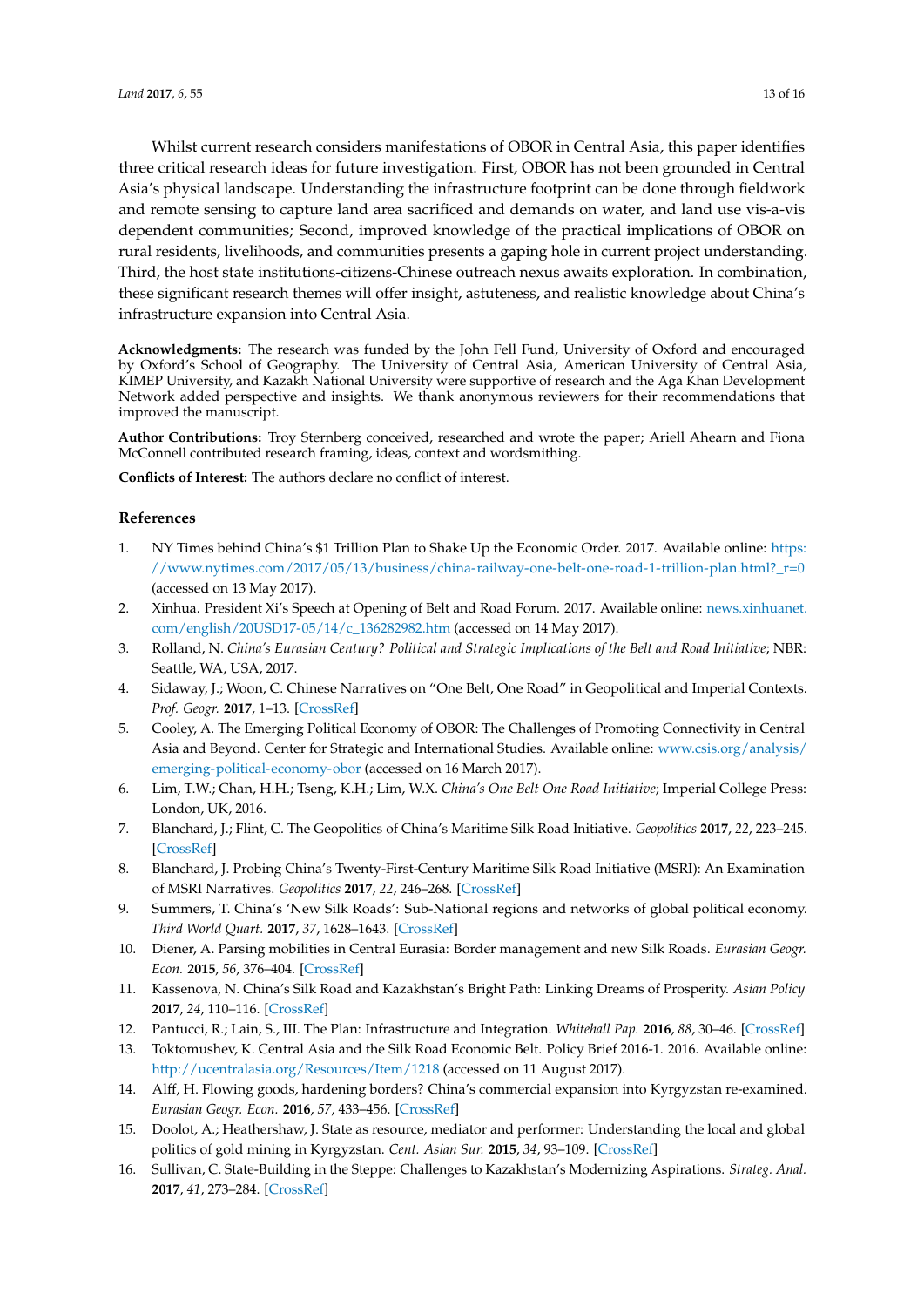Whilst current research considers manifestations of OBOR in Central Asia, this paper identifies three critical research ideas for future investigation. First, OBOR has not been grounded in Central Asia's physical landscape. Understanding the infrastructure footprint can be done through fieldwork and remote sensing to capture land area sacrificed and demands on water, and land use vis-a-vis dependent communities; Second, improved knowledge of the practical implications of OBOR on rural residents, livelihoods, and communities presents a gaping hole in current project understanding. Third, the host state institutions-citizens-Chinese outreach nexus awaits exploration. In combination, these significant research themes will offer insight, astuteness, and realistic knowledge about China's infrastructure expansion into Central Asia.

**Acknowledgments:** The research was funded by the John Fell Fund, University of Oxford and encouraged by Oxford's School of Geography. The University of Central Asia, American University of Central Asia, KIMEP University, and Kazakh National University were supportive of research and the Aga Khan Development Network added perspective and insights. We thank anonymous reviewers for their recommendations that improved the manuscript.

**Author Contributions:** Troy Sternberg conceived, researched and wrote the paper; Ariell Ahearn and Fiona McConnell contributed research framing, ideas, context and wordsmithing.

**Conflicts of Interest:** The authors declare no conflict of interest.

## References

1. NY Times behind China's $1 Trillion Plan to Shake Up the Economic Order. 2017. Available online: https://www.nytimes.com/2017/05/13/business/china-railway-one-belt-one-road-1-trillion-plan.html?_r=0 (accessed on 13 May 2017).
2. Xinhua. President Xi's Speech at Opening of Belt and Road Forum. 2017. Available online: news.xinhuanet.com/english/20USD17-05/14/c_136282982.htm (accessed on 14 May 2017).
3. Rolland, N. *China's Eurasian Century? Political and Strategic Implications of the Belt and Road Initiative*; NBR: Seattle, WA, USA, 2017.
4. Sidaway, J.; Woon, C. Chinese Narratives on "One Belt, One Road" in Geopolitical and Imperial Contexts. *Prof. Geogr.* **2017**, 1–13. [CrossRef]
5. Cooley, A. The Emerging Political Economy of OBOR: The Challenges of Promoting Connectivity in Central Asia and Beyond. Center for Strategic and International Studies. Available online: www.csis.org/analysis/emerging-political-economy-obor (accessed on 16 March 2017).
6. Lim, T.W.; Chan, H.H.; Tseng, K.H.; Lim, W.X. *China's One Belt One Road Initiative*; Imperial College Press: London, UK, 2016.
7. Blanchard, J.; Flint, C. The Geopolitics of China's Maritime Silk Road Initiative. *Geopolitics* **2017**, *22*, 223–245. [CrossRef]
8. Blanchard, J. Probing China's Twenty-First-Century Maritime Silk Road Initiative (MSRI): An Examination of MSRI Narratives. *Geopolitics* **2017**, *22*, 246–268. [CrossRef]
9. Summers, T. China's 'New Silk Roads': Sub-National regions and networks of global political economy. *Third World Quart.* **2017**, *37*, 1628–1643. [CrossRef]
10. Diener, A. Parsing mobilities in Central Eurasia: Border management and new Silk Roads. *Eurasian Geogr. Econ.* **2015**, *56*, 376–404. [CrossRef]
11. Kassenova, N. China's Silk Road and Kazakhstan's Bright Path: Linking Dreams of Prosperity. *Asian Policy* **2017**, *24*, 110–116. [CrossRef]
12. Pantucci, R.; Lain, S., III. The Plan: Infrastructure and Integration. *Whitehall Pap.* **2016**, *88*, 30–46. [CrossRef]
13. Toktomushev, K. Central Asia and the Silk Road Economic Belt. Policy Brief 2016-1. 2016. Available online: http://ucentralasia.org/Resources/Item/1218 (accessed on 11 August 2017).
14. Alff, H. Flowing goods, hardening borders? China's commercial expansion into Kyrgyzstan re-examined. *Eurasian Geogr. Econ.* **2016**, *57*, 433–456. [CrossRef]
15. Doolot, A.; Heathershaw, J. State as resource, mediator and performer: Understanding the local and global politics of gold mining in Kyrgyzstan. *Cent. Asian Sur.* **2015**, *34*, 93–109. [CrossRef]
16. Sullivan, C. State-Building in the Steppe: Challenges to Kazakhstan's Modernizing Aspirations. *Strateg. Anal.* **2017**, *41*, 273–284. [CrossRef]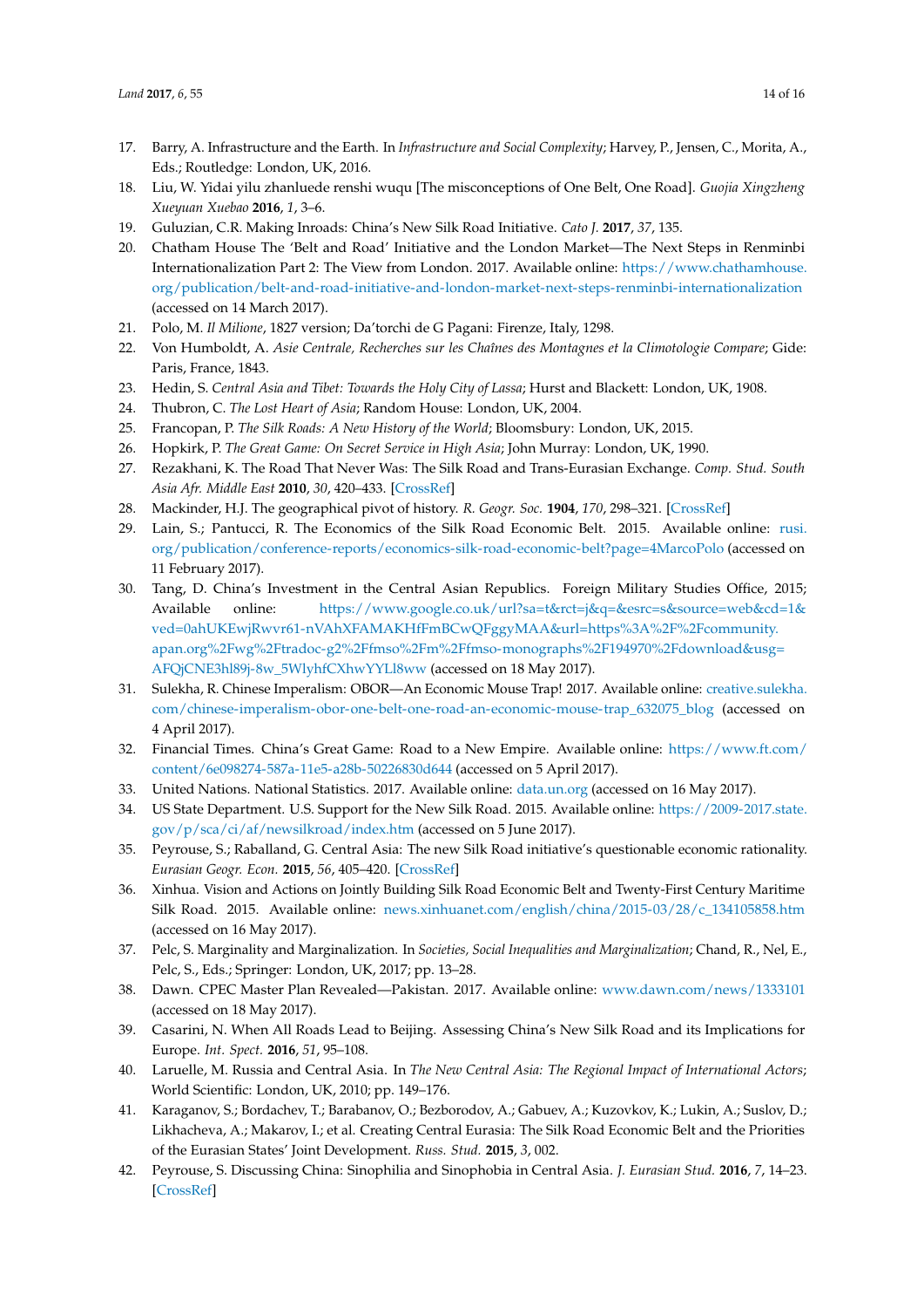17. Barry, A. Infrastructure and the Earth. In *Infrastructure and Social Complexity*; Harvey, P., Jensen, C., Morita, A., Eds.; Routledge: London, UK, 2016.
18. Liu, W. Yidai yilu zhanluede renshi wuqu [The misconceptions of One Belt, One Road]. *Guojia Xingzheng Xueyuan Xuebao* **2016**, *1*, 3–6.
19. Guluzian, C.R. Making Inroads: China's New Silk Road Initiative. *Cato J.* **2017**, *37*, 135.
20. Chatham House The 'Belt and Road' Initiative and the London Market—The Next Steps in Renminbi Internationalization Part 2: The View from London. 2017. Available online: https://www.chathamhouse.org/publication/belt-and-road-initiative-and-london-market-next-steps-renminbi-internationalization (accessed on 14 March 2017).
21. Polo, M. *Il Milione*, 1827 version; Da'torchi de G Pagani: Firenze, Italy, 1298.
22. Von Humboldt, A. *Asie Centrale, Recherches sur les Chaînes des Montagnes et la Climotologie Compare*; Gide: Paris, France, 1843.
23. Hedin, S. *Central Asia and Tibet: Towards the Holy City of Lassa*; Hurst and Blackett: London, UK, 1908.
24. Thubron, C. *The Lost Heart of Asia*; Random House: London, UK, 2004.
25. Francopan, P. *The Silk Roads: A New History of the World*; Bloomsbury: London, UK, 2015.
26. Hopkirk, P. *The Great Game: On Secret Service in High Asia*; John Murray: London, UK, 1990.
27. Rezakhani, K. The Road That Never Was: The Silk Road and Trans-Eurasian Exchange. *Comp. Stud. South Asia Afr. Middle East* **2010**, *30*, 420–433. [CrossRef]
28. Mackinder, H.J. The geographical pivot of history. *R. Geogr. Soc.* **1904**, *170*, 298–321. [CrossRef]
29. Lain, S.; Pantucci, R. The Economics of the Silk Road Economic Belt. 2015. Available online: rusi.org/publication/conference-reports/economics-silk-road-economic-belt?page=4MarcoPolo (accessed on 11 February 2017).
30. Tang, D. China's Investment in the Central Asian Republics. Foreign Military Studies Office, 2015; Available online: https://www.google.co.uk/url?sa=t&rct=j&q=&esrc=s&source=web&cd=1&ved=0ahUKEwjRwvr61-nVAhXFAMAKHfFmBCwQFggyMAA&url=https%3A%2F%2Fcommunity.apan.org%2Fwg%2Ftradoc-g2%2Ffmso%2Fm%2Ffmso-monographs%2F194970%2Fdownload&usg=AFQjCNE3hl89j-8w_5WlyhfCXhwYYLl8ww (accessed on 18 May 2017).
31. Sulekha, R. Chinese Imperialism: OBOR—An Economic Mouse Trap! 2017. Available online: creative.sulekha.com/chinese-imperialism-obor-one-belt-one-road-an-economic-mouse-trap_632075_blog (accessed on 4 April 2017).
32. Financial Times. China's Great Game: Road to a New Empire. Available online: https://www.ft.com/content/6e098274-587a-11e5-a28b-50226830d644 (accessed on 5 April 2017).
33. United Nations. National Statistics. 2017. Available online: data.un.org (accessed on 16 May 2017).
34. US State Department. U.S. Support for the New Silk Road. 2015. Available online: https://2009-2017.state.gov/p/sca/ci/af/newsilkroad/index.htm (accessed on 5 June 2017).
35. Peyrouse, S.; Raballand, G. Central Asia: The new Silk Road initiative's questionable economic rationality. *Eurasian Geogr. Econ.* **2015**, *56*, 405–420. [CrossRef]
36. Xinhua. Vision and Actions on Jointly Building Silk Road Economic Belt and Twenty-First Century Maritime Silk Road. 2015. Available online: news.xinhuanet.com/english/china/2015-03/28/c_134105858.htm (accessed on 16 May 2017).
37. Pelc, S. Marginality and Marginalization. In *Societies, Social Inequalities and Marginalization*; Chand, R., Nel, E., Pelc, S., Eds.; Springer: London, UK, 2017; pp. 13–28.
38. Dawn. CPEC Master Plan Revealed—Pakistan. 2017. Available online: www.dawn.com/news/1333101 (accessed on 18 May 2017).
39. Casarini, N. When All Roads Lead to Beijing. Assessing China's New Silk Road and its Implications for Europe. *Int. Spect.* **2016**, *51*, 95–108.
40. Laruelle, M. Russia and Central Asia. In *The New Central Asia: The Regional Impact of International Actors*; World Scientific: London, UK, 2010; pp. 149–176.
41. Karaganov, S.; Bordachev, T.; Barabanov, O.; Bezborodov, A.; Gabuev, A.; Kuzovkov, K.; Lukin, A.; Suslov, D.; Likhacheva, A.; Makarov, I.; et al. Creating Central Eurasia: The Silk Road Economic Belt and the Priorities of the Eurasian States' Joint Development. *Russ. Stud.* **2015**, *3*, 002.
42. Peyrouse, S. Discussing China: Sinophilia and Sinophobia in Central Asia. *J. Eurasian Stud.* **2016**, *7*, 14–23. [CrossRef]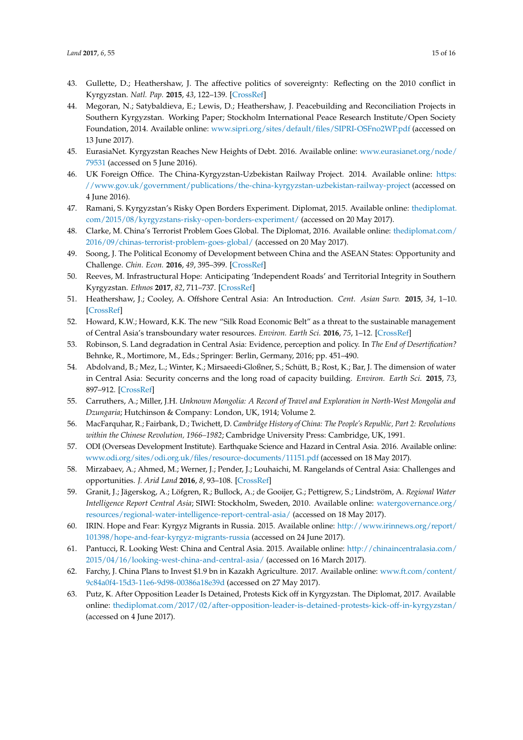43. Gullette, D.; Heathershaw, J. The affective politics of sovereignty: Reflecting on the 2010 conflict in Kyrgyzstan. *Natl. Pap.* **2015**, *43*, 122–139. [CrossRef]
44. Megoran, N.; Satybaldieva, E.; Lewis, D.; Heathershaw, J. Peacebuilding and Reconciliation Projects in Southern Kyrgyzstan. Working Paper; Stockholm International Peace Research Institute/Open Society Foundation, 2014. Available online: www.sipri.org/sites/default/files/SIPRI-OSFno2WP.pdf (accessed on 13 June 2017).
45. EurasiaNet. Kyrgyzstan Reaches New Heights of Debt. 2016. Available online: www.eurasianet.org/node/79531 (accessed on 5 June 2016).
46. UK Foreign Office. The China-Kyrgyzstan-Uzbekistan Railway Project. 2014. Available online: https://www.gov.uk/government/publications/the-china-kyrgyzstan-uzbekistan-railway-project (accessed on 4 June 2016).
47. Ramani, S. Kyrgyzstan's Risky Open Borders Experiment. Diplomat, 2015. Available online: thediplomat.com/2015/08/kyrgyzstans-risky-open-borders-experiment/ (accessed on 20 May 2017).
48. Clarke, M. China's Terrorist Problem Goes Global. The Diplomat, 2016. Available online: thediplomat.com/2016/09/chinas-terrorist-problem-goes-global/ (accessed on 20 May 2017).
49. Soong, J. The Political Economy of Development between China and the ASEAN States: Opportunity and Challenge. *Chin. Econ.* **2016**, *49*, 395–399. [CrossRef]
50. Reeves, M. Infrastructural Hope: Anticipating 'Independent Roads' and Territorial Integrity in Southern Kyrgyzstan. *Ethnos* **2017**, *82*, 711–737. [CrossRef]
51. Heathershaw, J.; Cooley, A. Offshore Central Asia: An Introduction. *Cent. Asian Surv.* **2015**, *34*, 1–10. [CrossRef]
52. Howard, K.W.; Howard, K.K. The new "Silk Road Economic Belt" as a threat to the sustainable management of Central Asia's transboundary water resources. *Environ. Earth Sci.* **2016**, *75*, 1–12. [CrossRef]
53. Robinson, S. Land degradation in Central Asia: Evidence, perception and policy. In *The End of Desertification?* Behnke, R., Mortimore, M., Eds.; Springer: Berlin, Germany, 2016; pp. 451–490.
54. Abdolvand, B.; Mez, L.; Winter, K.; Mirsaeedi-Gloßner, S.; Schütt, B.; Rost, K.; Bar, J. The dimension of water in Central Asia: Security concerns and the long road of capacity building. *Environ. Earth Sci.* **2015**, *73*, 897–912. [CrossRef]
55. Carruthers, A.; Miller, J.H. *Unknown Mongolia: A Record of Travel and Exploration in North-West Mongolia and Dzungaria*; Hutchinson & Company: London, UK, 1914; Volume 2.
56. MacFarquhar, R.; Fairbank, D.; Twichett, D. *Cambridge History of China: The People's Republic, Part 2: Revolutions within the Chinese Revolution, 1966–1982*; Cambridge University Press: Cambridge, UK, 1991.
57. ODI (Overseas Development Institute). Earthquake Science and Hazard in Central Asia. 2016. Available online: www.odi.org/sites/odi.org.uk/files/resource-documents/11151.pdf (accessed on 18 May 2017).
58. Mirzabaev, A.; Ahmed, M.; Werner, J.; Pender, J.; Louhaichi, M. Rangelands of Central Asia: Challenges and opportunities. *J. Arid Land* **2016**, *8*, 93–108. [CrossRef]
59. Granit, J.; Jägerskog, A.; Löfgren, R.; Bullock, A.; de Gooijer, G.; Pettigrew, S.; Lindström, A. *Regional Water Intelligence Report Central Asia*; SIWI: Stockholm, Sweden, 2010. Available online: watergovernance.org/resources/regional-water-intelligence-report-central-asia/ (accessed on 18 May 2017).
60. IRIN. Hope and Fear: Kyrgyz Migrants in Russia. 2015. Available online: http://www.irinnews.org/report/101398/hope-and-fear-kyrgyz-migrants-russia (accessed on 24 June 2017).
61. Pantucci, R. Looking West: China and Central Asia. 2015. Available online: http://chinaincentralasia.com/2015/04/16/looking-west-china-and-central-asia/ (accessed on 16 March 2017).
62. Farchy, J. China Plans to Invest $1.9 bn in Kazakh Agriculture. 2017. Available online: www.ft.com/content/9c84a0f4-15d3-11e6-9d98-00386a18e39d (accessed on 27 May 2017).
63. Putz, K. After Opposition Leader Is Detained, Protests Kick off in Kyrgyzstan. The Diplomat, 2017. Available online: thediplomat.com/2017/02/after-opposition-leader-is-detained-protests-kick-off-in-kyrgyzstan/ (accessed on 4 June 2017).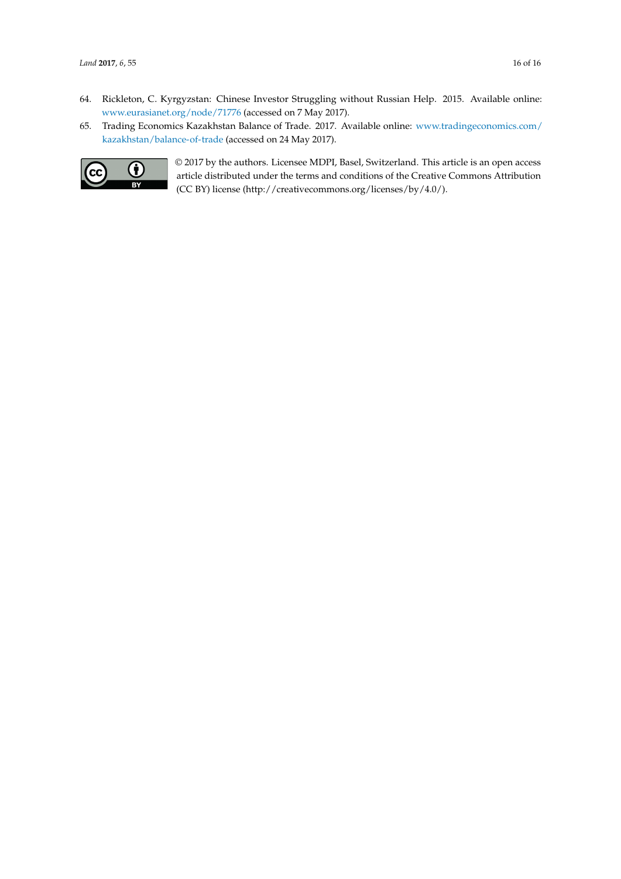64. Rickleton, C. Kyrgyzstan: Chinese Investor Struggling without Russian Help. 2015. Available online: www.eurasianet.org/node/71776 (accessed on 7 May 2017).
65. Trading Economics Kazakhstan Balance of Trade. 2017. Available online: www.tradingeconomics.com/kazakhstan/balance-of-trade (accessed on 24 May 2017).

© 2017 by the authors. Licensee MDPI, Basel, Switzerland. This article is an open access article distributed under the terms and conditions of the Creative Commons Attribution (CC BY) license (http://creativecommons.org/licenses/by/4.0/).